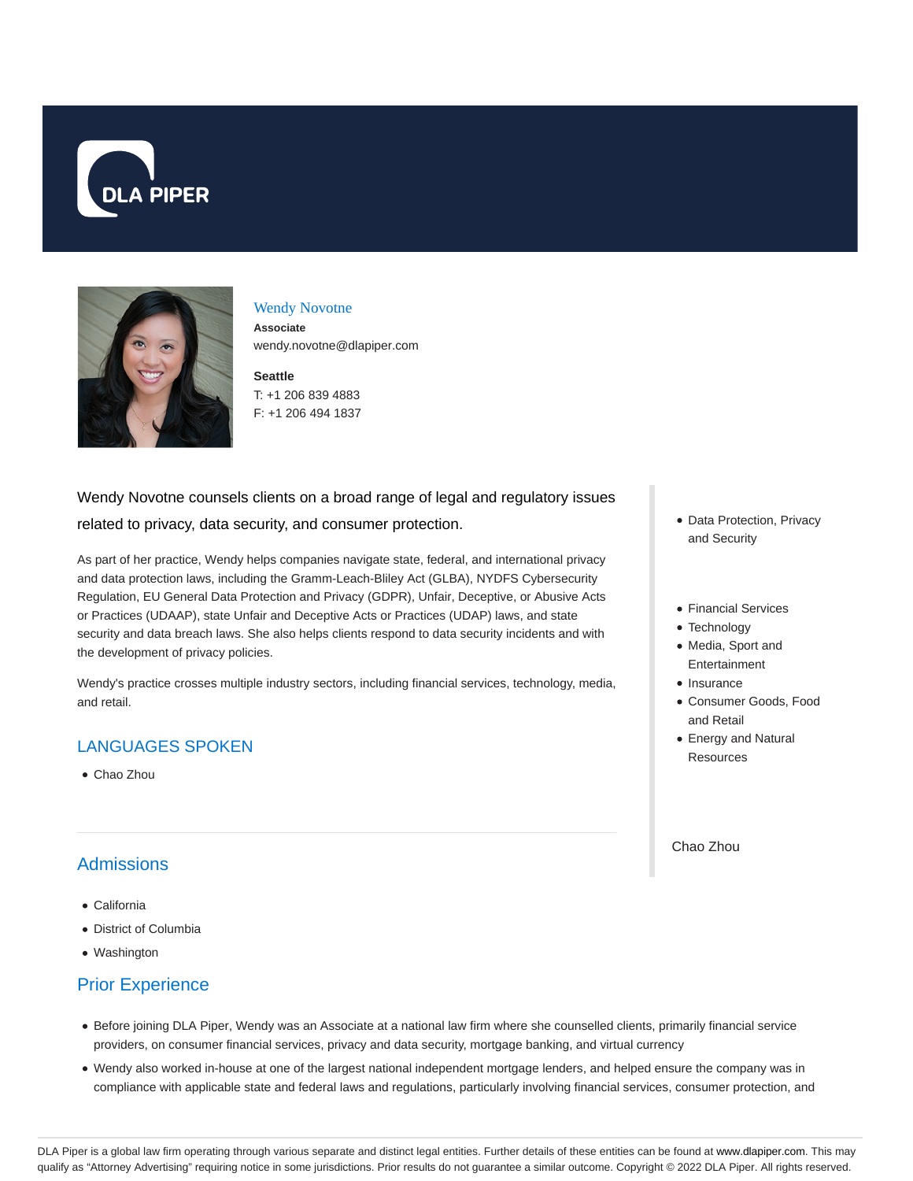# Wendy Novotne

**Associate**

wendy.novotne@dlapiper.com

**Seattle**

T: +1 206 839 4883

F: +1 206 494 1837

Wendy Novotne counsels clients on a broad range of legal and regulatory issues related to privacy, data security, and consumer protection.

As part of her practice, Wendy helps companies navigate state, federal, and international privacy and data protection laws, including the Gramm-Leach-Bliley Act (GLBA), NYDFS Cybersecurity Regulation, EU General Data Protection and Privacy (GDPR), Unfair, Deceptive, or Abusive Acts or Practices (UDAAP), state Unfair and Deceptive Acts or Practices (UDAP) laws, and state security and data breach laws. She also helps clients respond to data security incidents and with the development of privacy policies.

Wendy's practice crosses multiple industry sectors, including financial services, technology, media, and retail.

## LANGUAGES SPOKEN

- Chao Zhou

- Data Protection, Privacy and Security

- Financial Services
- Technology
- Media, Sport and Entertainment
- Insurance
- Consumer Goods, Food and Retail
- Energy and Natural Resources

Chao Zhou

## Admissions

- California
- District of Columbia
- Washington

## Prior Experience

- Before joining DLA Piper, Wendy was an Associate at a national law firm where she counselled clients, primarily financial service providers, on consumer financial services, privacy and data security, mortgage banking, and virtual currency
- Wendy also worked in-house at one of the largest national independent mortgage lenders, and helped ensure the company was in compliance with applicable state and federal laws and regulations, particularly involving financial services, consumer protection, and

DLA Piper is a global law firm operating through various separate and distinct legal entities. Further details of these entities can be found at www.dlapiper.com. This may qualify as "Attorney Advertising" requiring notice in some jurisdictions. Prior results do not guarantee a similar outcome. Copyright © 2022 DLA Piper. All rights reserved.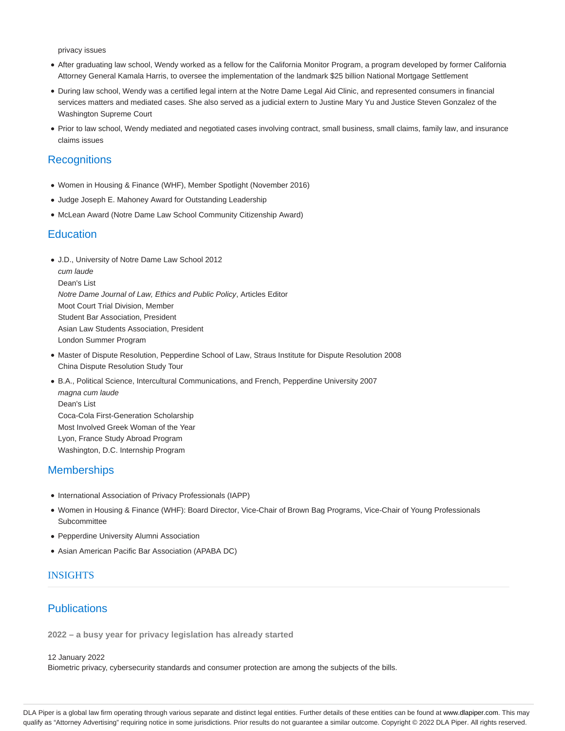privacy issues

- After graduating law school, Wendy worked as a fellow for the California Monitor Program, a program developed by former California Attorney General Kamala Harris, to oversee the implementation of the landmark $25 billion National Mortgage Settlement
- During law school, Wendy was a certified legal intern at the Notre Dame Legal Aid Clinic, and represented consumers in financial services matters and mediated cases. She also served as a judicial extern to Justine Mary Yu and Justice Steven Gonzalez of the Washington Supreme Court
- Prior to law school, Wendy mediated and negotiated cases involving contract, small business, small claims, family law, and insurance claims issues

## Recognitions

- Women in Housing & Finance (WHF), Member Spotlight (November 2016)
- Judge Joseph E. Mahoney Award for Outstanding Leadership
- McLean Award (Notre Dame Law School Community Citizenship Award)

## Education

- J.D., University of Notre Dame Law School 2012  
  *cum laude*  
  Dean's List  
  *Notre Dame Journal of Law, Ethics and Public Policy*, Articles Editor  
  Moot Court Trial Division, Member  
  Student Bar Association, President  
  Asian Law Students Association, President  
  London Summer Program
- Master of Dispute Resolution, Pepperdine School of Law, Straus Institute for Dispute Resolution 2008  
  China Dispute Resolution Study Tour
- B.A., Political Science, Intercultural Communications, and French, Pepperdine University 2007  
  *magna cum laude*  
  Dean's List  
  Coca-Cola First-Generation Scholarship  
  Most Involved Greek Woman of the Year  
  Lyon, France Study Abroad Program  
  Washington, D.C. Internship Program

## Memberships

- International Association of Privacy Professionals (IAPP)
- Women in Housing & Finance (WHF): Board Director, Vice-Chair of Brown Bag Programs, Vice-Chair of Young Professionals Subcommittee
- Pepperdine University Alumni Association
- Asian American Pacific Bar Association (APABA DC)

## INSIGHTS

## Publications

**2022 – a busy year for privacy legislation has already started**

12 January 2022  
Biometric privacy, cybersecurity standards and consumer protection are among the subjects of the bills.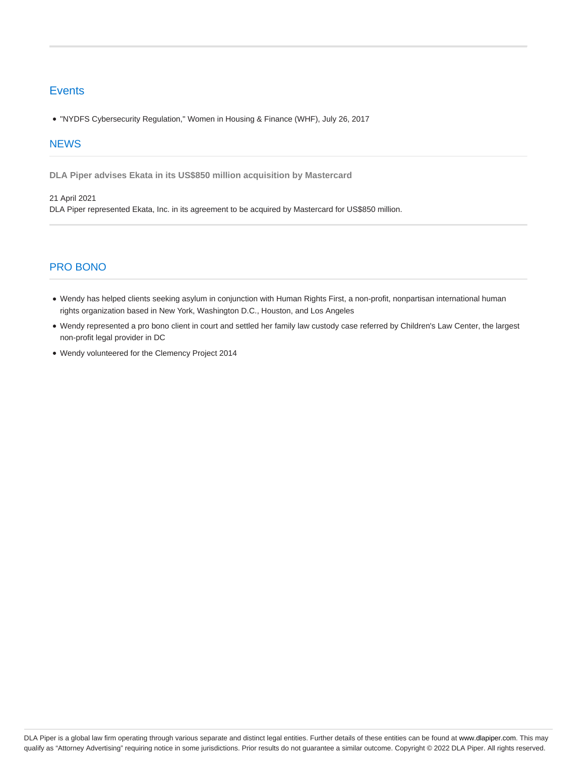## Events

- "NYDFS Cybersecurity Regulation," Women in Housing & Finance (WHF), July 26, 2017

## NEWS

**DLA Piper advises Ekata in its US$850 million acquisition by Mastercard**

21 April 2021
DLA Piper represented Ekata, Inc. in its agreement to be acquired by Mastercard for US$850 million.

## PRO BONO

- Wendy has helped clients seeking asylum in conjunction with Human Rights First, a non-profit, nonpartisan international human rights organization based in New York, Washington D.C., Houston, and Los Angeles
- Wendy represented a pro bono client in court and settled her family law custody case referred by Children's Law Center, the largest non-profit legal provider in DC
- Wendy volunteered for the Clemency Project 2014

DLA Piper is a global law firm operating through various separate and distinct legal entities. Further details of these entities can be found at www.dlapiper.com. This may qualify as "Attorney Advertising" requiring notice in some jurisdictions. Prior results do not guarantee a similar outcome. Copyright © 2022 DLA Piper. All rights reserved.